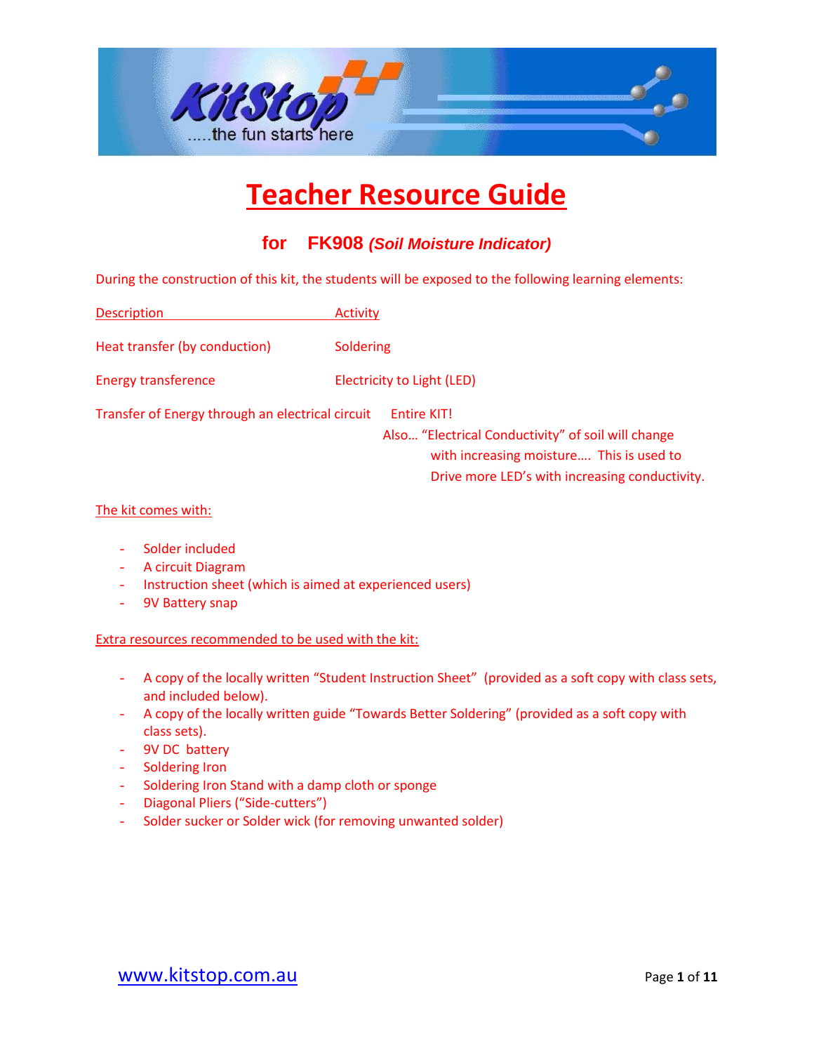# Teacher Resource Guide

## for FK908 *(Soil Moisture Indicator)*

During the construction of this kit, the students will be exposed to the following learning elements:

| Description | Activity |
| --- | --- |
| Heat transfer (by conduction) | Soldering |
| Energy transference | Electricity to Light (LED) |
| Transfer of Energy through an electrical circuit | Entire KIT! Also… "Electrical Conductivity" of soil will change with increasing moisture…. This is used to Drive more LED's with increasing conductivity. |

The kit comes with:

- Solder included
- A circuit Diagram
- Instruction sheet (which is aimed at experienced users)
- 9V Battery snap

Extra resources recommended to be used with the kit:

- A copy of the locally written "Student Instruction Sheet" (provided as a soft copy with class sets, and included below).
- A copy of the locally written guide "Towards Better Soldering" (provided as a soft copy with class sets).
- 9V DC battery
- Soldering Iron
- Soldering Iron Stand with a damp cloth or sponge
- Diagonal Pliers ("Side-cutters")
- Solder sucker or Solder wick (for removing unwanted solder)

www.kitstop.com.au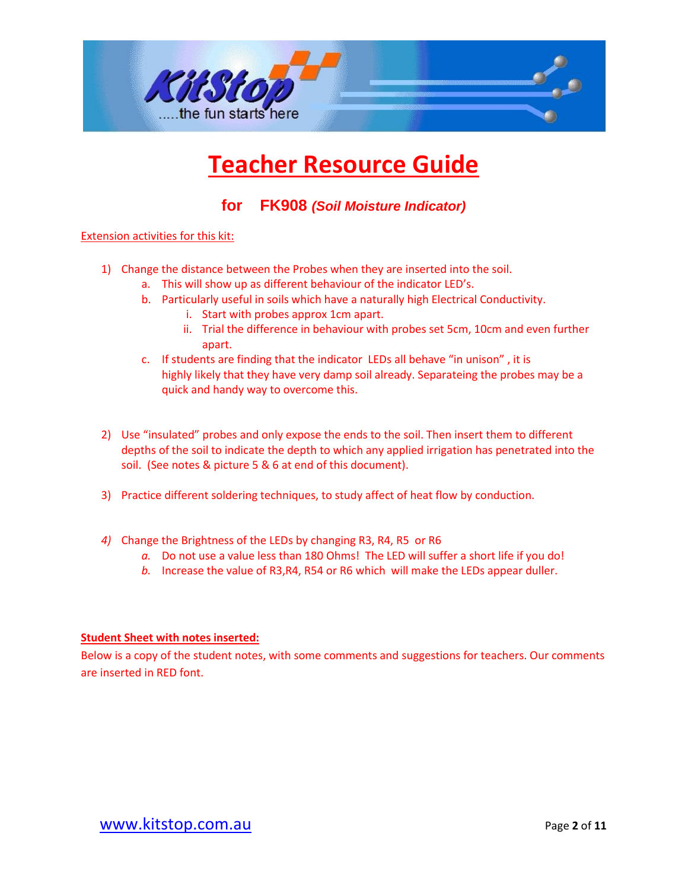# Teacher Resource Guide

## for FK908 *(Soil Moisture Indicator)*

Extension activities for this kit:

1) Change the distance between the Probes when they are inserted into the soil.
   a. This will show up as different behaviour of the indicator LED's.
   b. Particularly useful in soils which have a naturally high Electrical Conductivity.
      i. Start with probes approx 1cm apart.
      ii. Trial the difference in behaviour with probes set 5cm, 10cm and even further apart.
   c. If students are finding that the indicator LEDs all behave "in unison" , it is highly likely that they have very damp soil already. Separateing the probes may be a quick and handy way to overcome this.

2) Use "insulated" probes and only expose the ends to the soil. Then insert them to different depths of the soil to indicate the depth to which any applied irrigation has penetrated into the soil. (See notes & picture 5 & 6 at end of this document).

3) Practice different soldering techniques, to study affect of heat flow by conduction.

4) Change the Brightness of the LEDs by changing R3, R4, R5 or R6
   a. Do not use a value less than 180 Ohms! The LED will suffer a short life if you do!
   b. Increase the value of R3,R4, R54 or R6 which will make the LEDs appear duller.

**Student Sheet with notes inserted:**

Below is a copy of the student notes, with some comments and suggestions for teachers. Our comments are inserted in RED font.

www.kitstop.com.au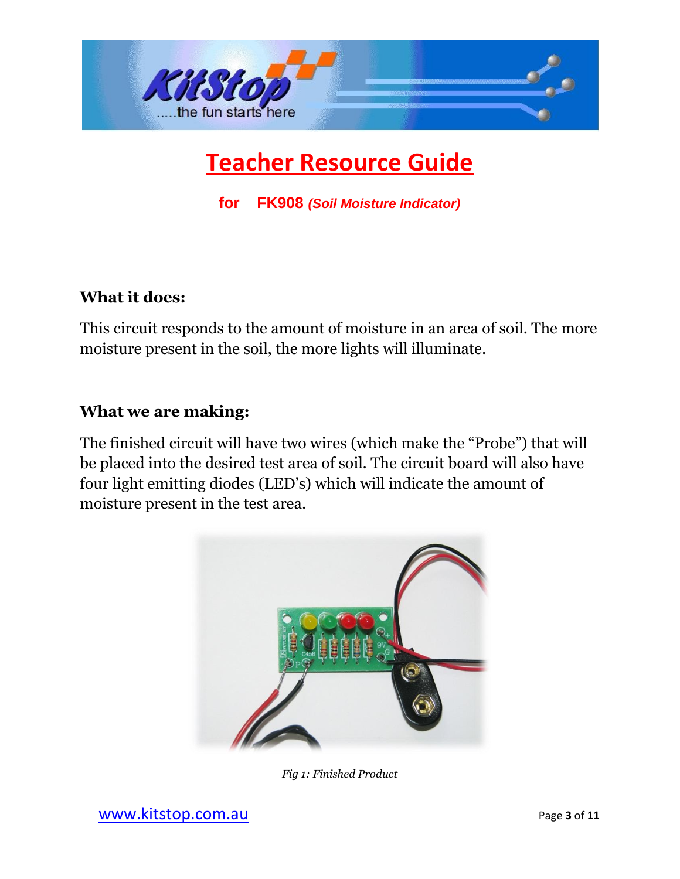# Teacher Resource Guide

**for FK908 *(Soil Moisture Indicator)***

## What it does:

This circuit responds to the amount of moisture in an area of soil. The more moisture present in the soil, the more lights will illuminate.

## What we are making:

The finished circuit will have two wires (which make the "Probe") that will be placed into the desired test area of soil. The circuit board will also have four light emitting diodes (LED's) which will indicate the amount of moisture present in the test area.

*Fig 1: Finished Product*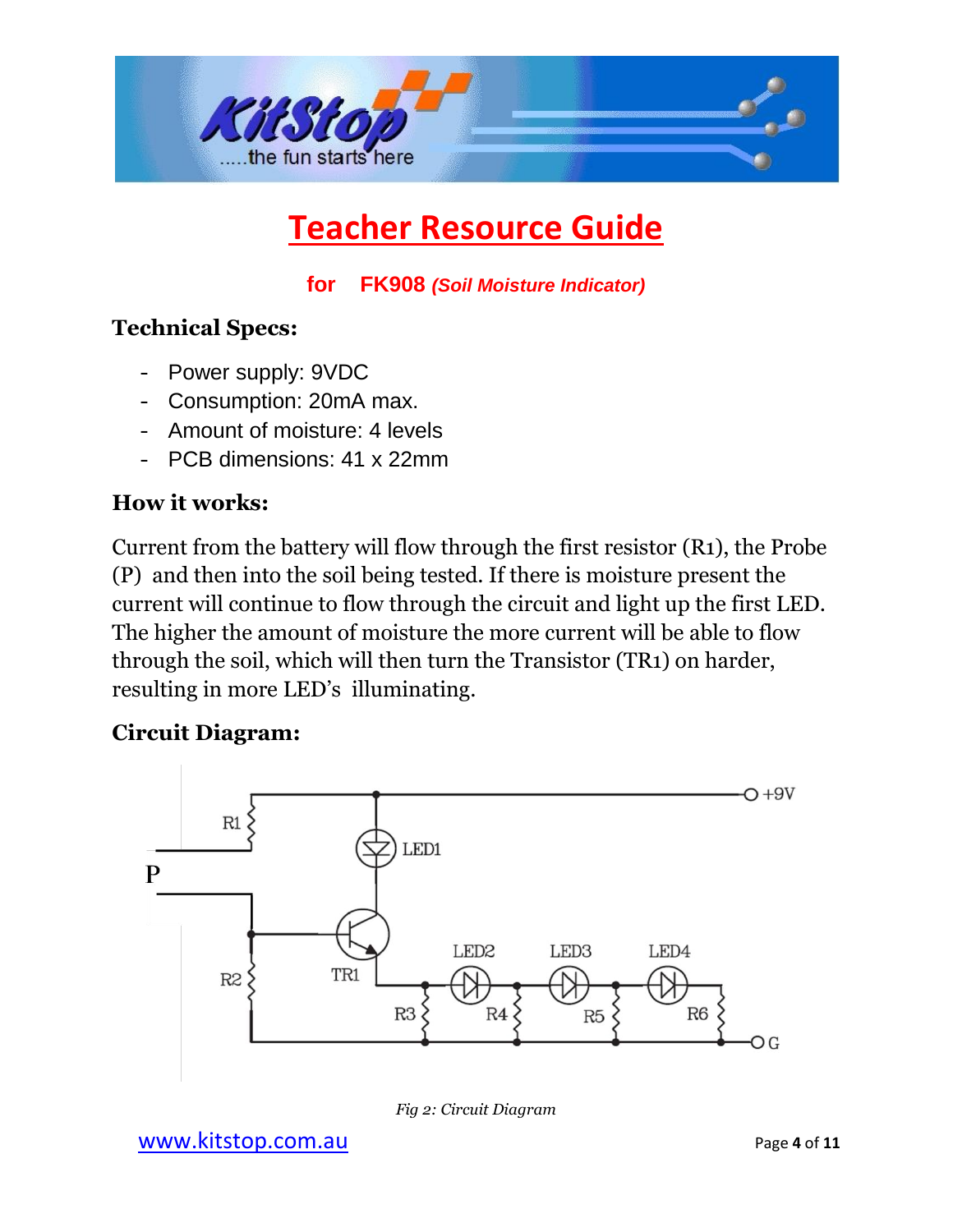# Teacher Resource Guide

**for FK908** ***(Soil Moisture Indicator)***

## Technical Specs:

- Power supply: 9VDC
- Consumption: 20mA max.
- Amount of moisture: 4 levels
- PCB dimensions: 41 x 22mm

## How it works:

Current from the battery will flow through the first resistor (R1), the Probe (P) and then into the soil being tested. If there is moisture present the current will continue to flow through the circuit and light up the first LED. The higher the amount of moisture the more current will be able to flow through the soil, which will then turn the Transistor (TR1) on harder, resulting in more LED's illuminating.

## Circuit Diagram:

*Fig 2: Circuit Diagram*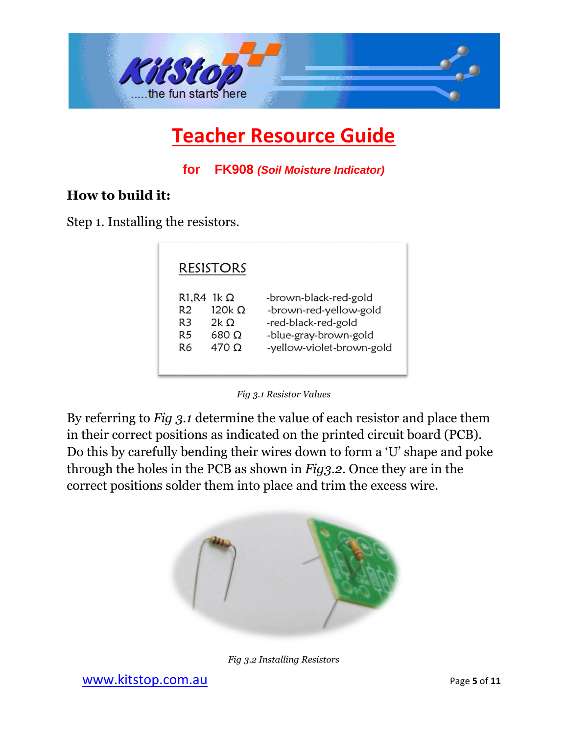# Teacher Resource Guide

**for FK908 *(Soil Moisture Indicator)***

## How to build it:

Step 1. Installing the resistors.

RESISTORS

| | | |
|---|---|---|
| R1,R4 | 1k Ω | -brown-black-red-gold |
| R2 | 120k Ω | -brown-red-yellow-gold |
| R3 | 2k Ω | -red-black-red-gold |
| R5 | 680 Ω | -blue-gray-brown-gold |
| R6 | 470 Ω | -yellow-violet-brown-gold |

*Fig 3.1 Resistor Values*

By referring to *Fig 3.1* determine the value of each resistor and place them in their correct positions as indicated on the printed circuit board (PCB). Do this by carefully bending their wires down to form a 'U' shape and poke through the holes in the PCB as shown in *Fig3.2*. Once they are in the correct positions solder them into place and trim the excess wire.

*Fig 3.2 Installing Resistors*

www.kitstop.com.au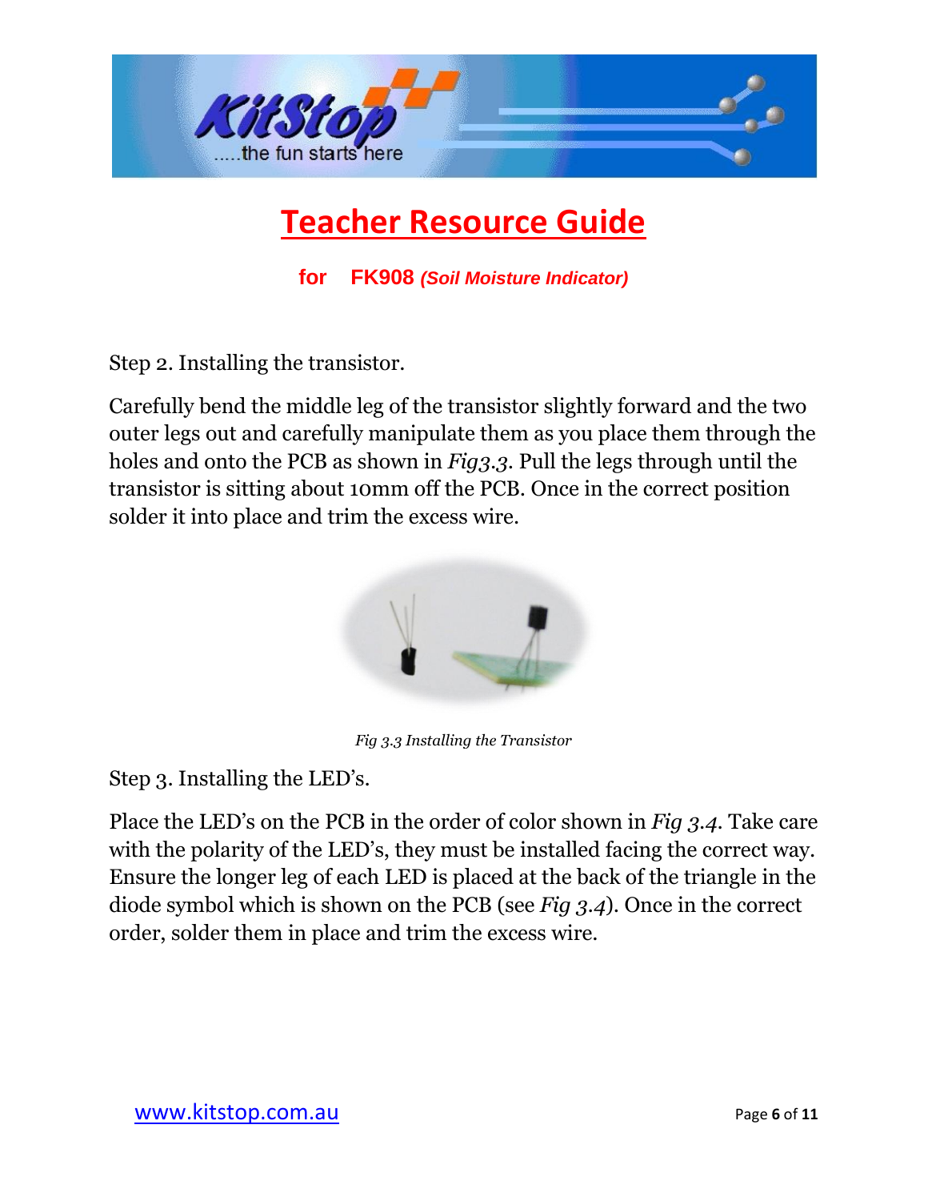Step 2. Installing the transistor.

Carefully bend the middle leg of the transistor slightly forward and the two outer legs out and carefully manipulate them as you place them through the holes and onto the PCB as shown in *Fig3.3*. Pull the legs through until the transistor is sitting about 10mm off the PCB. Once in the correct position solder it into place and trim the excess wire.

*Fig 3.3 Installing the Transistor*

Step 3. Installing the LED's.

Place the LED's on the PCB in the order of color shown in *Fig 3.4*. Take care with the polarity of the LED's, they must be installed facing the correct way. Ensure the longer leg of each LED is placed at the back of the triangle in the diode symbol which is shown on the PCB (see *Fig 3.4*). Once in the correct order, solder them in place and trim the excess wire.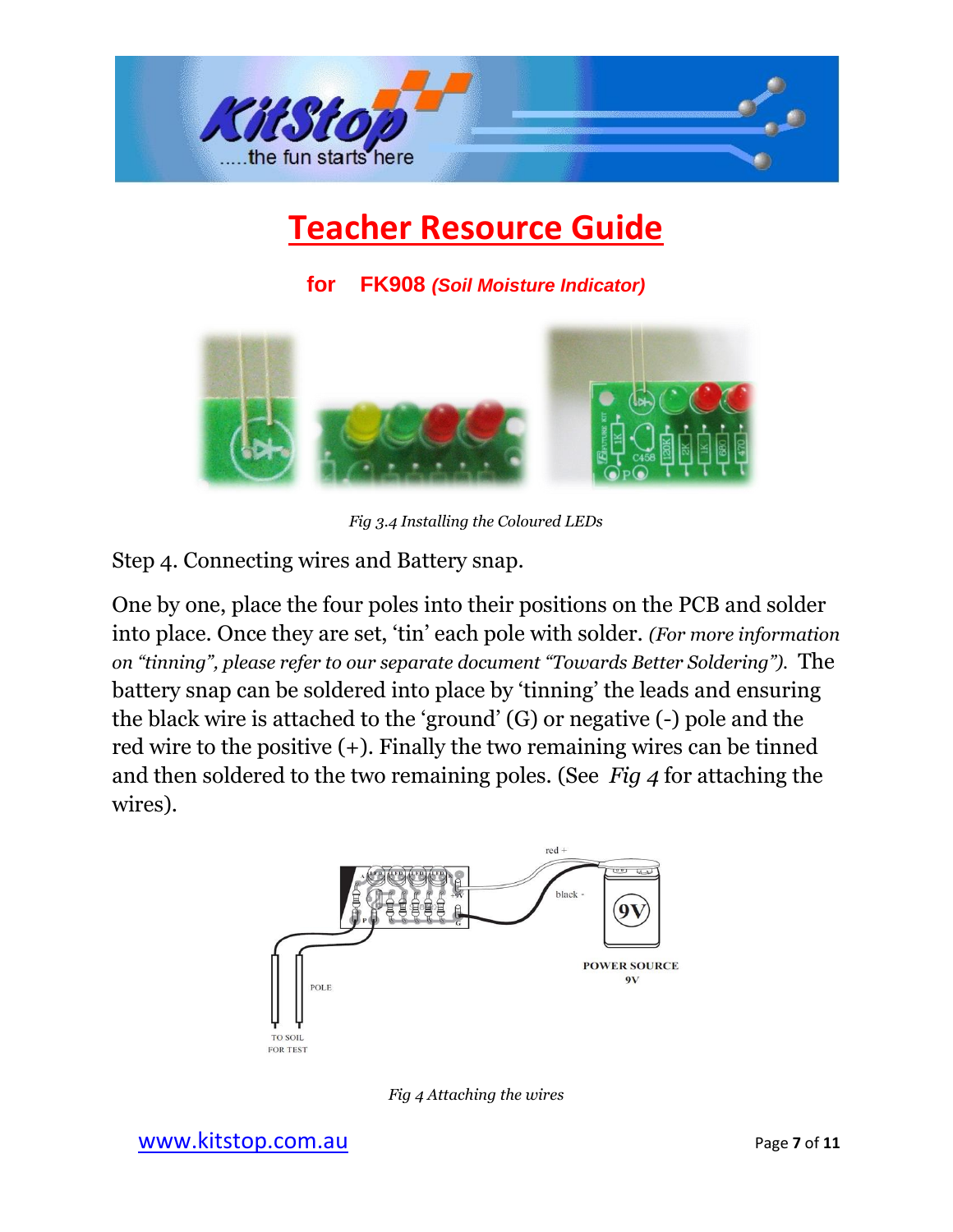# Teacher Resource Guide

**for FK908** ***(Soil Moisture Indicator)***

*Fig 3.4 Installing the Coloured LEDs*

Step 4. Connecting wires and Battery snap.

One by one, place the four poles into their positions on the PCB and solder into place. Once they are set, 'tin' each pole with solder. *(For more information on "tinning", please refer to our separate document "Towards Better Soldering").* The battery snap can be soldered into place by 'tinning' the leads and ensuring the black wire is attached to the 'ground' (G) or negative (-) pole and the red wire to the positive (+). Finally the two remaining wires can be tinned and then soldered to the two remaining poles. (See *Fig 4* for attaching the wires).

*Fig 4 Attaching the wires*

www.kitstop.com.au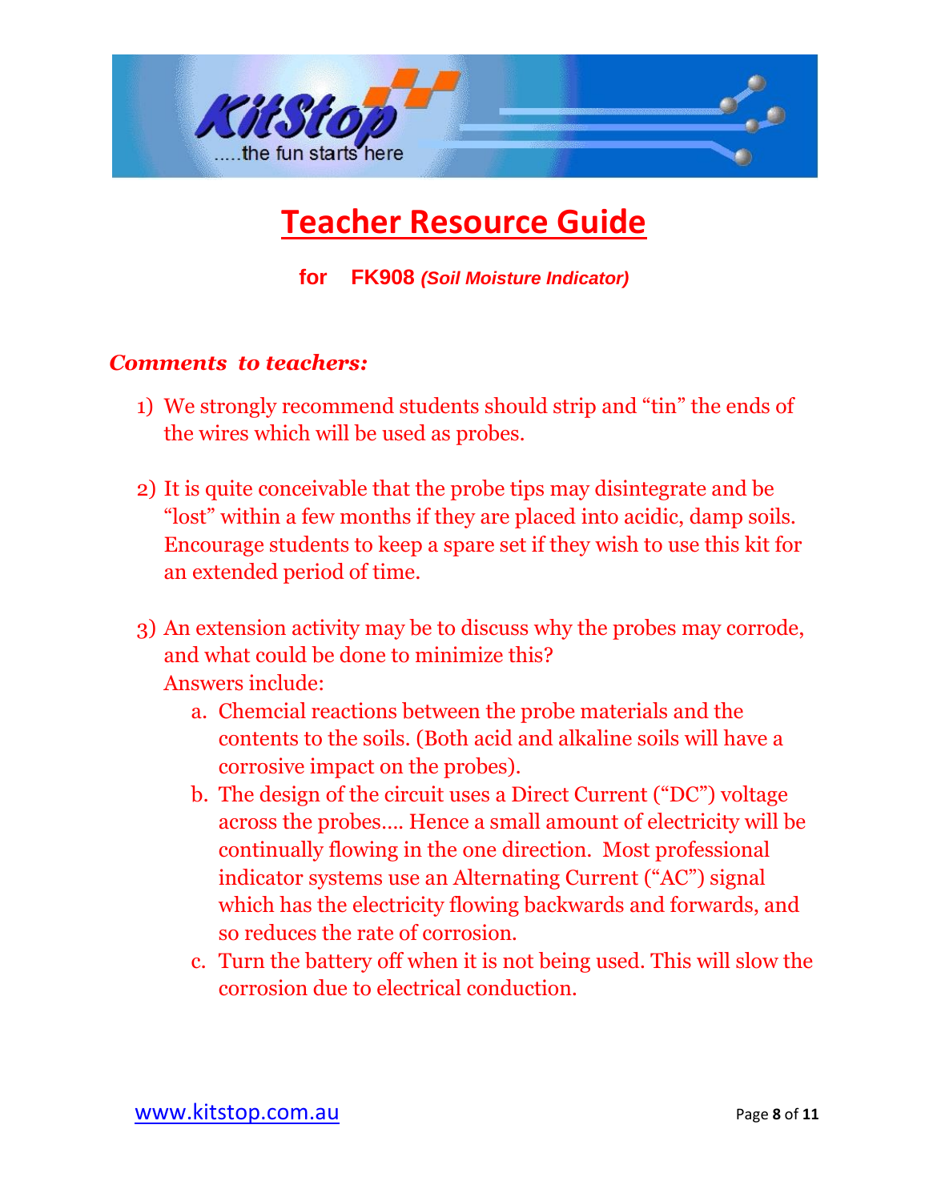# Teacher Resource Guide

**for FK908** ***(Soil Moisture Indicator)***

***Comments to teachers:***

1) We strongly recommend students should strip and "tin" the ends of the wires which will be used as probes.

2) It is quite conceivable that the probe tips may disintegrate and be "lost" within a few months if they are placed into acidic, damp soils. Encourage students to keep a spare set if they wish to use this kit for an extended period of time.

3) An extension activity may be to discuss why the probes may corrode, and what could be done to minimize this?
   Answers include:
   a. Chemcial reactions between the probe materials and the contents to the soils. (Both acid and alkaline soils will have a corrosive impact on the probes).
   b. The design of the circuit uses a Direct Current ("DC") voltage across the probes…. Hence a small amount of electricity will be continually flowing in the one direction. Most professional indicator systems use an Alternating Current ("AC") signal which has the electricity flowing backwards and forwards, and so reduces the rate of corrosion.
   c. Turn the battery off when it is not being used. This will slow the corrosion due to electrical conduction.

www.kitstop.com.au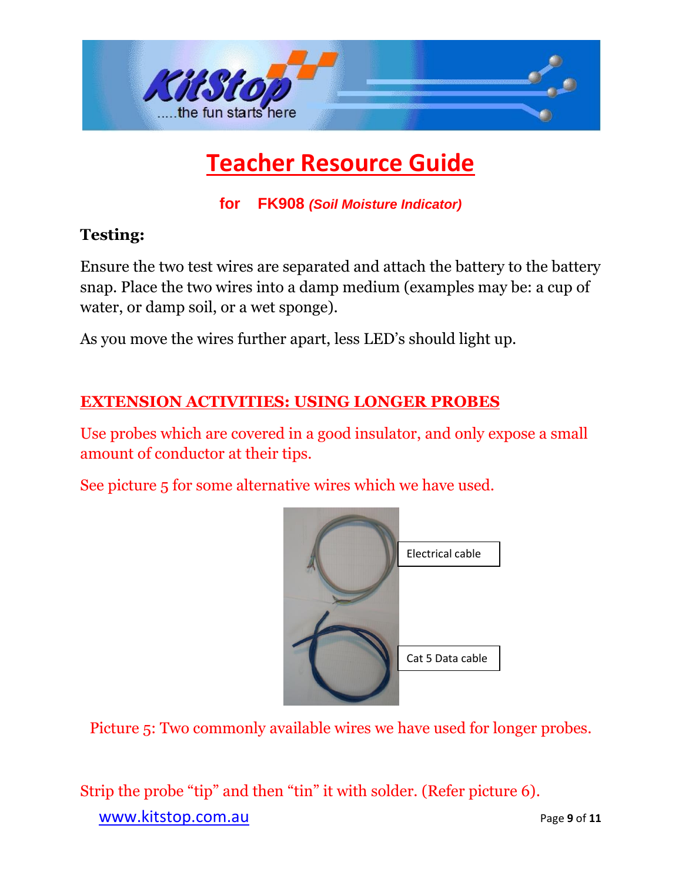# Teacher Resource Guide

**for FK908** ***(Soil Moisture Indicator)***

**Testing:**

Ensure the two test wires are separated and attach the battery to the battery snap. Place the two wires into a damp medium (examples may be: a cup of water, or damp soil, or a wet sponge).

As you move the wires further apart, less LED's should light up.

## EXTENSION ACTIVITIES: USING LONGER PROBES

Use probes which are covered in a good insulator, and only expose a small amount of conductor at their tips.

See picture 5 for some alternative wires which we have used.

Electrical cable

Cat 5 Data cable

Picture 5: Two commonly available wires we have used for longer probes.

Strip the probe "tip" and then "tin" it with solder. (Refer picture 6).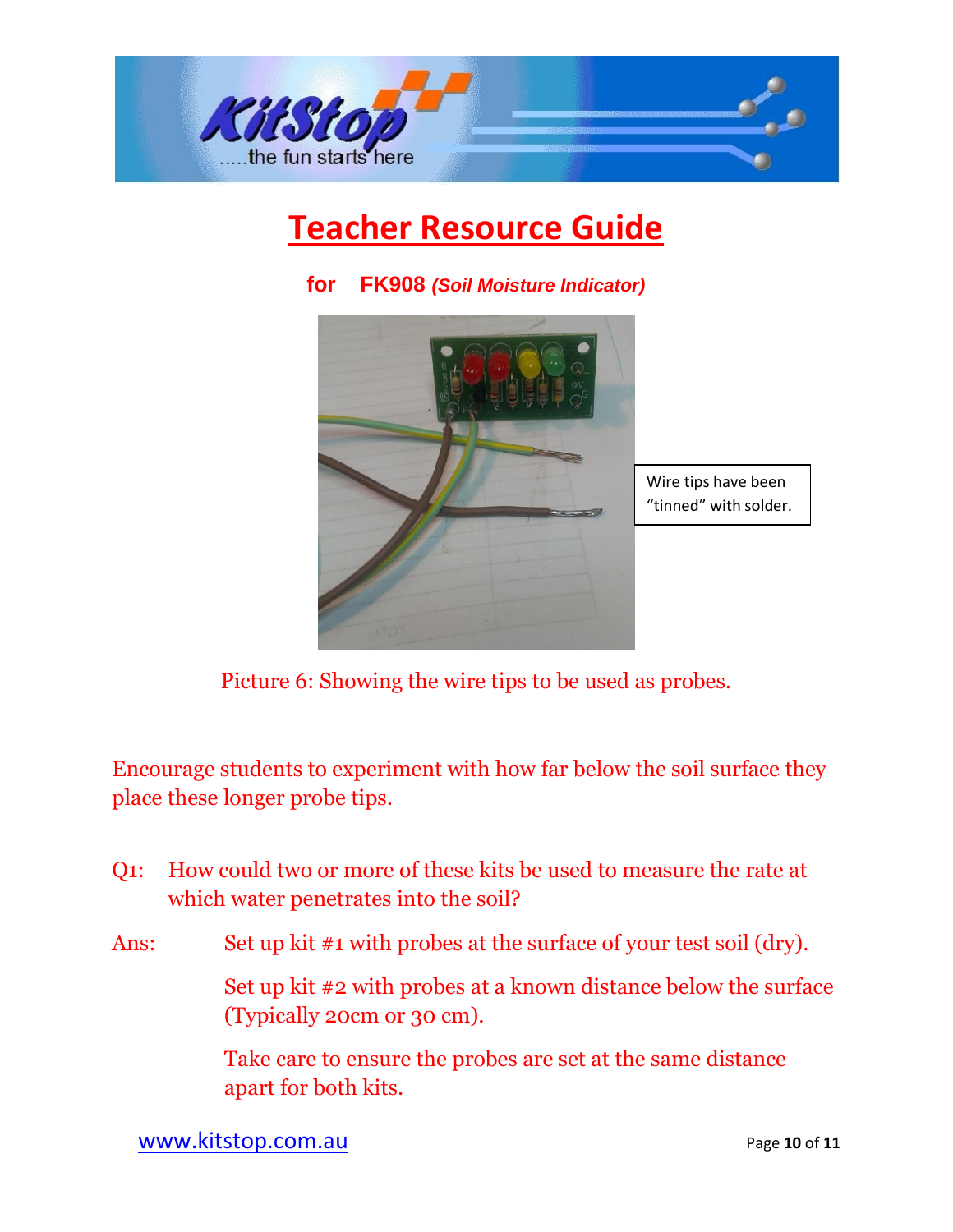# Teacher Resource Guide

**for FK908** ***(Soil Moisture Indicator)***

Wire tips have been "tinned" with solder.

Picture 6: Showing the wire tips to be used as probes.

Encourage students to experiment with how far below the soil surface they place these longer probe tips.

Q1: How could two or more of these kits be used to measure the rate at which water penetrates into the soil?

Ans: Set up kit #1 with probes at the surface of your test soil (dry).

Set up kit #2 with probes at a known distance below the surface (Typically 20cm or 30 cm).

Take care to ensure the probes are set at the same distance apart for both kits.

www.kitstop.com.au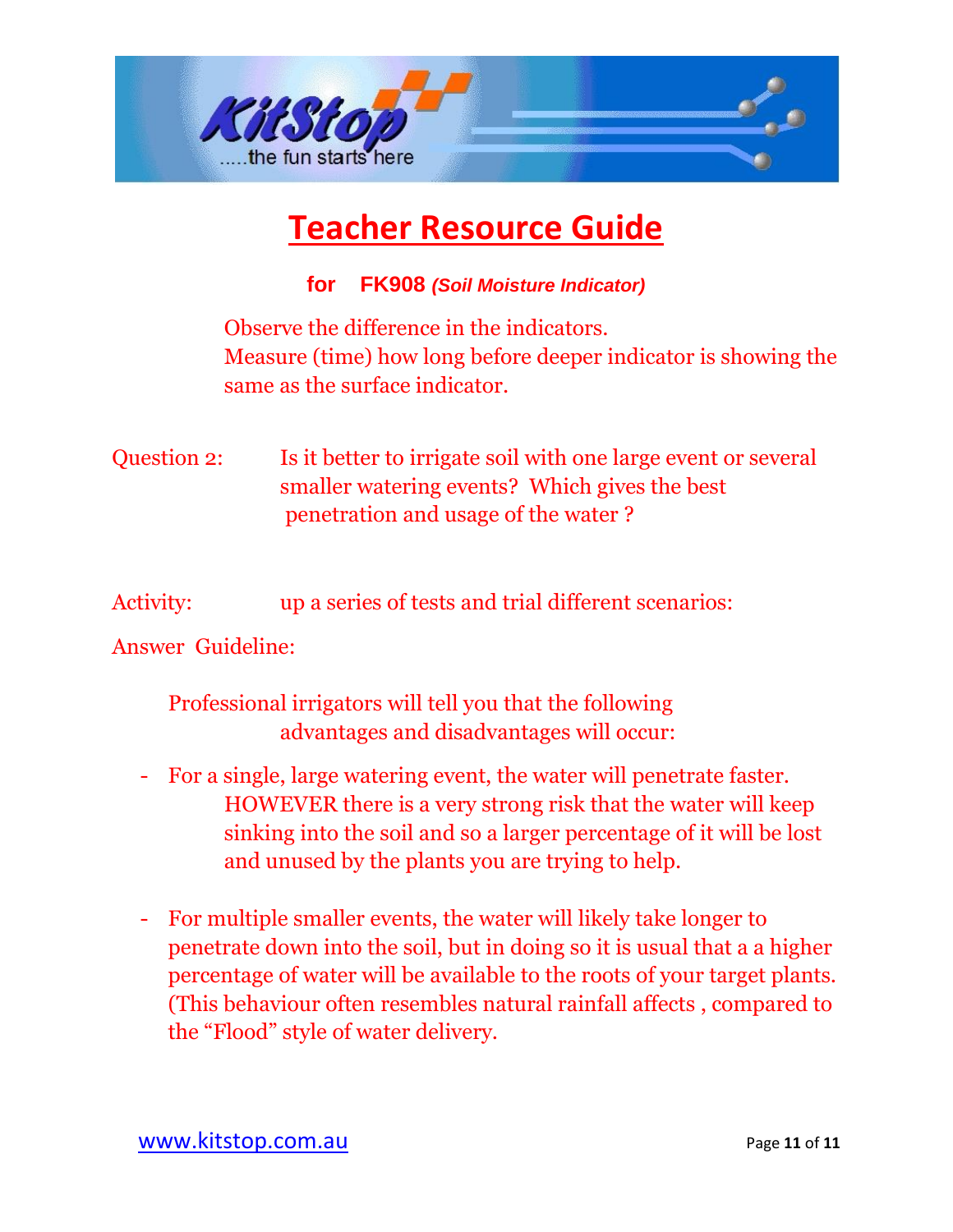# Teacher Resource Guide

**for FK908** ***(Soil Moisture Indicator)***

Observe the difference in the indicators.
Measure (time) how long before deeper indicator is showing the same as the surface indicator.

Question 2: Is it better to irrigate soil with one large event or several smaller watering events? Which gives the best penetration and usage of the water ?

Activity: up a series of tests and trial different scenarios:

Answer Guideline:

Professional irrigators will tell you that the following advantages and disadvantages will occur:

- For a single, large watering event, the water will penetrate faster. HOWEVER there is a very strong risk that the water will keep sinking into the soil and so a larger percentage of it will be lost and unused by the plants you are trying to help.

- For multiple smaller events, the water will likely take longer to penetrate down into the soil, but in doing so it is usual that a a higher percentage of water will be available to the roots of your target plants. (This behaviour often resembles natural rainfall affects , compared to the "Flood" style of water delivery.

www.kitstop.com.au